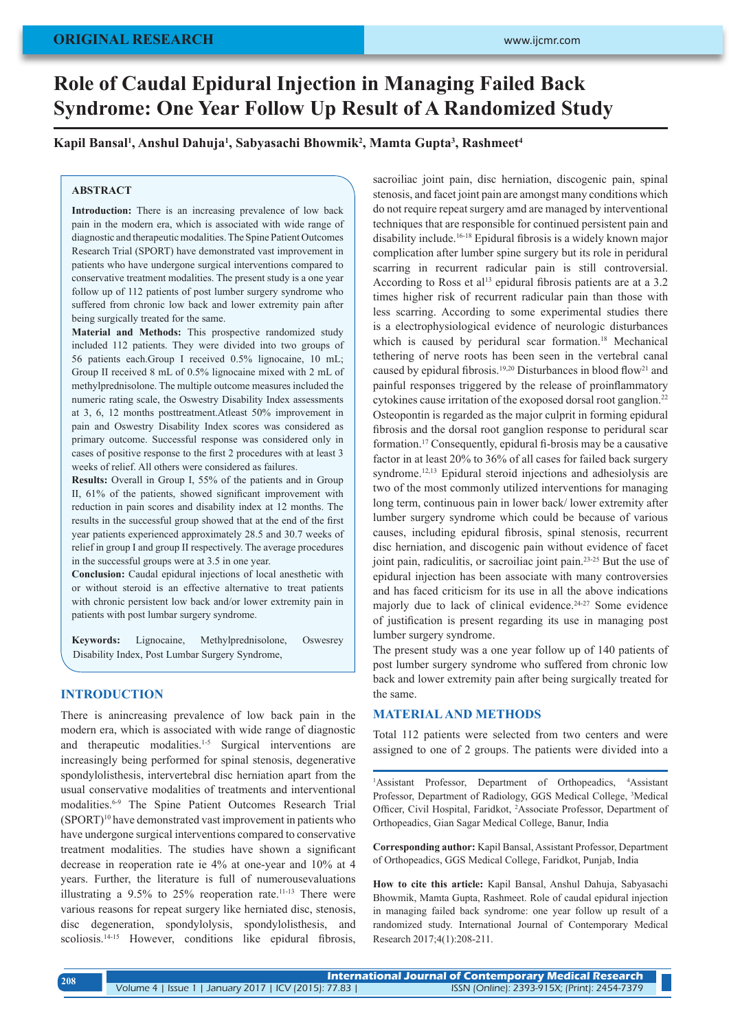ORIGINAL RESEARCH

# Role of Caudal Epidural Injection in Managing Failed Back Syndrome: One Year Follow Up Result of A Randomized Study

**Kapil Bansal[1], Anshul Dahuja[1], Sabyasachi Bhowmik[2], Mamta Gupta[3], Rashmeet[4]**

## ABSTRACT

**Introduction:** There is an increasing prevalence of low back pain in the modern era, which is associated with wide range of diagnostic and therapeutic modalities. The Spine Patient Outcomes Research Trial (SPORT) have demonstrated vast improvement in patients who have undergone surgical interventions compared to conservative treatment modalities. The present study is a one year follow up of 112 patients of post lumber surgery syndrome who suffered from chronic low back and lower extremity pain after being surgically treated for the same.

**Material and Methods:** This prospective randomized study included 112 patients. They were divided into two groups of 56 patients each.Group I received 0.5% lignocaine, 10 mL; Group II received 8 mL of 0.5% lignocaine mixed with 2 mL of methylprednisolone. The multiple outcome measures included the numeric rating scale, the Oswestry Disability Index assessments at 3, 6, 12 months posttreatment.Atleast 50% improvement in pain and Oswestry Disability Index scores was considered as primary outcome. Successful response was considered only in cases of positive response to the first 2 procedures with at least 3 weeks of relief. All others were considered as failures.

**Results:** Overall in Group I, 55% of the patients and in Group II, 61% of the patients, showed significant improvement with reduction in pain scores and disability index at 12 months. The results in the successful group showed that at the end of the first year patients experienced approximately 28.5 and 30.7 weeks of relief in group I and group II respectively. The average procedures in the successful groups were at 3.5 in one year.

**Conclusion:** Caudal epidural injections of local anesthetic with or without steroid is an effective alternative to treat patients with chronic persistent low back and/or lower extremity pain in patients with post lumbar surgery syndrome.

**Keywords:** Lignocaine, Methylprednisolone, Oswesrey Disability Index, Post Lumbar Surgery Syndrome,

## INTRODUCTION

There is anincreasing prevalence of low back pain in the modern era, which is associated with wide range of diagnostic and therapeutic modalities.[1-5] Surgical interventions are increasingly being performed for spinal stenosis, degenerative spondylolisthesis, intervertebral disc herniation apart from the usual conservative modalities of treatments and interventional modalities.[6-9] The Spine Patient Outcomes Research Trial (SPORT)[10] have demonstrated vast improvement in patients who have undergone surgical interventions compared to conservative treatment modalities. The studies have shown a significant decrease in reoperation rate ie 4% at one-year and 10% at 4 years. Further, the literature is full of numerousevaluations illustrating a 9.5% to 25% reoperation rate.[11-13] There were various reasons for repeat surgery like herniated disc, stenosis, disc degeneration, spondylolysis, spondylolisthesis, and scoliosis.[14-15] However, conditions like epidural fibrosis, sacroiliac joint pain, disc herniation, discogenic pain, spinal stenosis, and facet joint pain are amongst many conditions which do not require repeat surgery amd are managed by interventional techniques that are responsible for continued persistent pain and disability include.[16-18] Epidural fibrosis is a widely known major complication after lumber spine surgery but its role in peridural scarring in recurrent radicular pain is still controversial. According to Ross et al[13] epidural fibrosis patients are at a 3.2 times higher risk of recurrent radicular pain than those with less scarring. According to some experimental studies there is a electrophysiological evidence of neurologic disturbances which is caused by peridural scar formation.[18] Mechanical tethering of nerve roots has been seen in the vertebral canal caused by epidural fibrosis.[19,20] Disturbances in blood flow[21] and painful responses triggered by the release of proinflammatory cytokines cause irritation of the exoposed dorsal root ganglion.[22] Osteopontin is regarded as the major culprit in forming epidural fibrosis and the dorsal root ganglion response to peridural scar formation.[17] Consequently, epidural fi-brosis may be a causative factor in at least 20% to 36% of all cases for failed back surgery syndrome.[12,13] Epidural steroid injections and adhesiolysis are two of the most commonly utilized interventions for managing long term, continuous pain in lower back/ lower extremity after lumber surgery syndrome which could be because of various causes, including epidural fibrosis, spinal stenosis, recurrent disc herniation, and discogenic pain without evidence of facet joint pain, radiculitis, or sacroiliac joint pain.[23-25] But the use of epidural injection has been associate with many controversies and has faced criticism for its use in all the above indications majorly due to lack of clinical evidence.[24-27] Some evidence of justification is present regarding its use in managing post lumber surgery syndrome.

The present study was a one year follow up of 140 patients of post lumber surgery syndrome who suffered from chronic low back and lower extremity pain after being surgically treated for the same.

## MATERIAL AND METHODS

Total 112 patients were selected from two centers and were assigned to one of 2 groups. The patients were divided into a

[1]Assistant Professor, Department of Orthopeadics, [4]Assistant Professor, Department of Radiology, GGS Medical College, [3]Medical Officer, Civil Hospital, Faridkot, [2]Associate Professor, Department of Orthopeadics, Gian Sagar Medical College, Banur, India

**Corresponding author:** Kapil Bansal, Assistant Professor, Department of Orthopeadics, GGS Medical College, Faridkot, Punjab, India

**How to cite this article:** Kapil Bansal, Anshul Dahuja, Sabyasachi Bhowmik, Mamta Gupta, Rashmeet. Role of caudal epidural injection in managing failed back syndrome: one year follow up result of a randomized study. International Journal of Contemporary Medical Research 2017;4(1):208-211.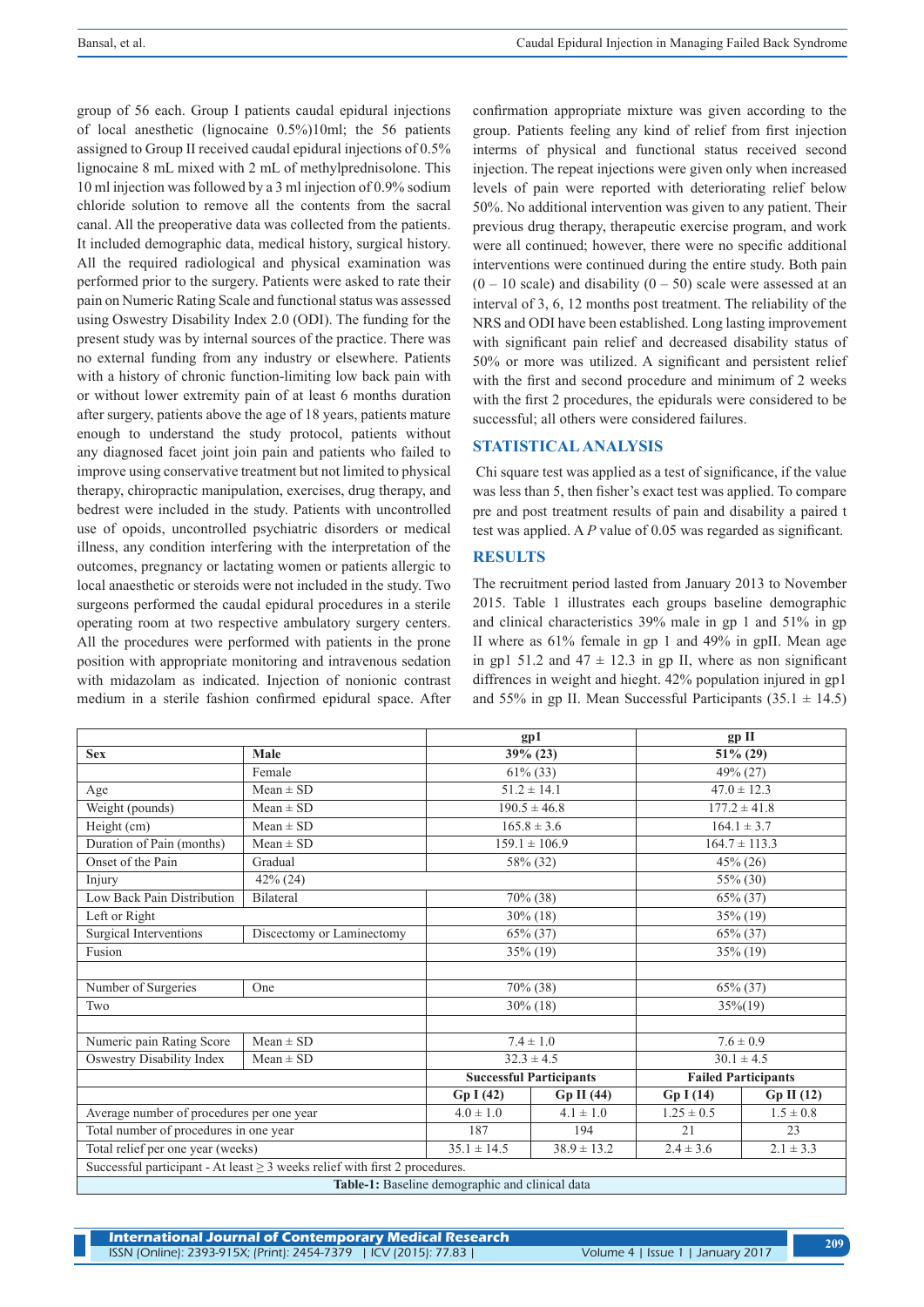group of 56 each. Group I patients caudal epidural injections of local anesthetic (lignocaine 0.5%)10ml; the 56 patients assigned to Group II received caudal epidural injections of 0.5% lignocaine 8 mL mixed with 2 mL of methylprednisolone. This 10 ml injection was followed by a 3 ml injection of 0.9% sodium chloride solution to remove all the contents from the sacral canal. All the preoperative data was collected from the patients. It included demographic data, medical history, surgical history. All the required radiological and physical examination was performed prior to the surgery. Patients were asked to rate their pain on Numeric Rating Scale and functional status was assessed using Oswestry Disability Index 2.0 (ODI). The funding for the present study was by internal sources of the practice. There was no external funding from any industry or elsewhere. Patients with a history of chronic function-limiting low back pain with or without lower extremity pain of at least 6 months duration after surgery, patients above the age of 18 years, patients mature enough to understand the study protocol, patients without any diagnosed facet joint join pain and patients who failed to improve using conservative treatment but not limited to physical therapy, chiropractic manipulation, exercises, drug therapy, and bedrest were included in the study. Patients with uncontrolled use of opoids, uncontrolled psychiatric disorders or medical illness, any condition interfering with the interpretation of the outcomes, pregnancy or lactating women or patients allergic to local anaesthetic or steroids were not included in the study. Two surgeons performed the caudal epidural procedures in a sterile operating room at two respective ambulatory surgery centers. All the procedures were performed with patients in the prone position with appropriate monitoring and intravenous sedation with midazolam as indicated. Injection of nonionic contrast medium in a sterile fashion confirmed epidural space. After confirmation appropriate mixture was given according to the group. Patients feeling any kind of relief from first injection interms of physical and functional status received second injection. The repeat injections were given only when increased levels of pain were reported with deteriorating relief below 50%. No additional intervention was given to any patient. Their previous drug therapy, therapeutic exercise program, and work were all continued; however, there were no specific additional interventions were continued during the entire study. Both pain (0 – 10 scale) and disability (0 – 50) scale were assessed at an interval of 3, 6, 12 months post treatment. The reliability of the NRS and ODI have been established. Long lasting improvement with significant pain relief and decreased disability status of 50% or more was utilized. A significant and persistent relief with the first and second procedure and minimum of 2 weeks with the first 2 procedures, the epidurals were considered to be successful; all others were considered failures.

## STATISTICAL ANALYSIS

Chi square test was applied as a test of significance, if the value was less than 5, then fisher's exact test was applied. To compare pre and post treatment results of pain and disability a paired t test was applied. A *P* value of 0.05 was regarded as significant.

## RESULTS

The recruitment period lasted from January 2013 to November 2015. Table 1 illustrates each groups baseline demographic and clinical characteristics 39% male in gp 1 and 51% in gp II where as 61% female in gp 1 and 49% in gpII. Mean age in gp1 51.2 and 47 ± 12.3 in gp II, where as non significant diffrences in weight and hieght. 42% population injured in gp1 and 55% in gp II. Mean Successful Participants (35.1 ± 14.5)

| | | gp1 | | gp II | |
|---|---|---|---|---|---|
| **Sex** | **Male** | **39% (23)** | | **51% (29)** | |
| | Female | 61% (33) | | 49% (27) | |
| Age | Mean ± SD | 51.2 ± 14.1 | | 47.0 ± 12.3 | |
| Weight (pounds) | Mean ± SD | 190.5 ± 46.8 | | 177.2 ± 41.8 | |
| Height (cm) | Mean ± SD | 165.8 ± 3.6 | | 164.1 ± 3.7 | |
| Duration of Pain (months) | Mean ± SD | 159.1 ± 106.9 | | 164.7 ± 113.3 | |
| Onset of the Pain | Gradual | 58% (32) | | 45% (26) | |
| Injury | 42% (24) | | | 55% (30) | |
| Low Back Pain Distribution | Bilateral | 70% (38) | | 65% (37) | |
| Left or Right | | 30% (18) | | 35% (19) | |
| Surgical Interventions | Discectomy or Laminectomy | 65% (37) | | 65% (37) | |
| Fusion | | 35% (19) | | 35% (19) | |
| | | | | | |
| Number of Surgeries | One | 70% (38) | | 65% (37) | |
| Two | | 30% (18) | | 35%(19) | |
| | | | | | |
| Numeric pain Rating Score | Mean ± SD | 7.4 ± 1.0 | | 7.6 ± 0.9 | |
| Oswestry Disability Index | Mean ± SD | 32.3 ± 4.5 | | 30.1 ± 4.5 | |
| | | **Successful Participants** | | **Failed Participants** | |
| | | **Gp I (42)** | **Gp II (44)** | **Gp I (14)** | **Gp II (12)** |
| Average number of procedures per one year | | 4.0 ± 1.0 | 4.1 ± 1.0 | 1.25 ± 0.5 | 1.5 ± 0.8 |
| Total number of procedures in one year | | 187 | 194 | 21 | 23 |
| Total relief per one year (weeks) | | 35.1 ± 14.5 | 38.9 ± 13.2 | 2.4 ± 3.6 | 2.1 ± 3.3 |
| Successful participant - At least ≥ 3 weeks relief with first 2 procedures. | | | | | |

**Table-1:** Baseline demographic and clinical data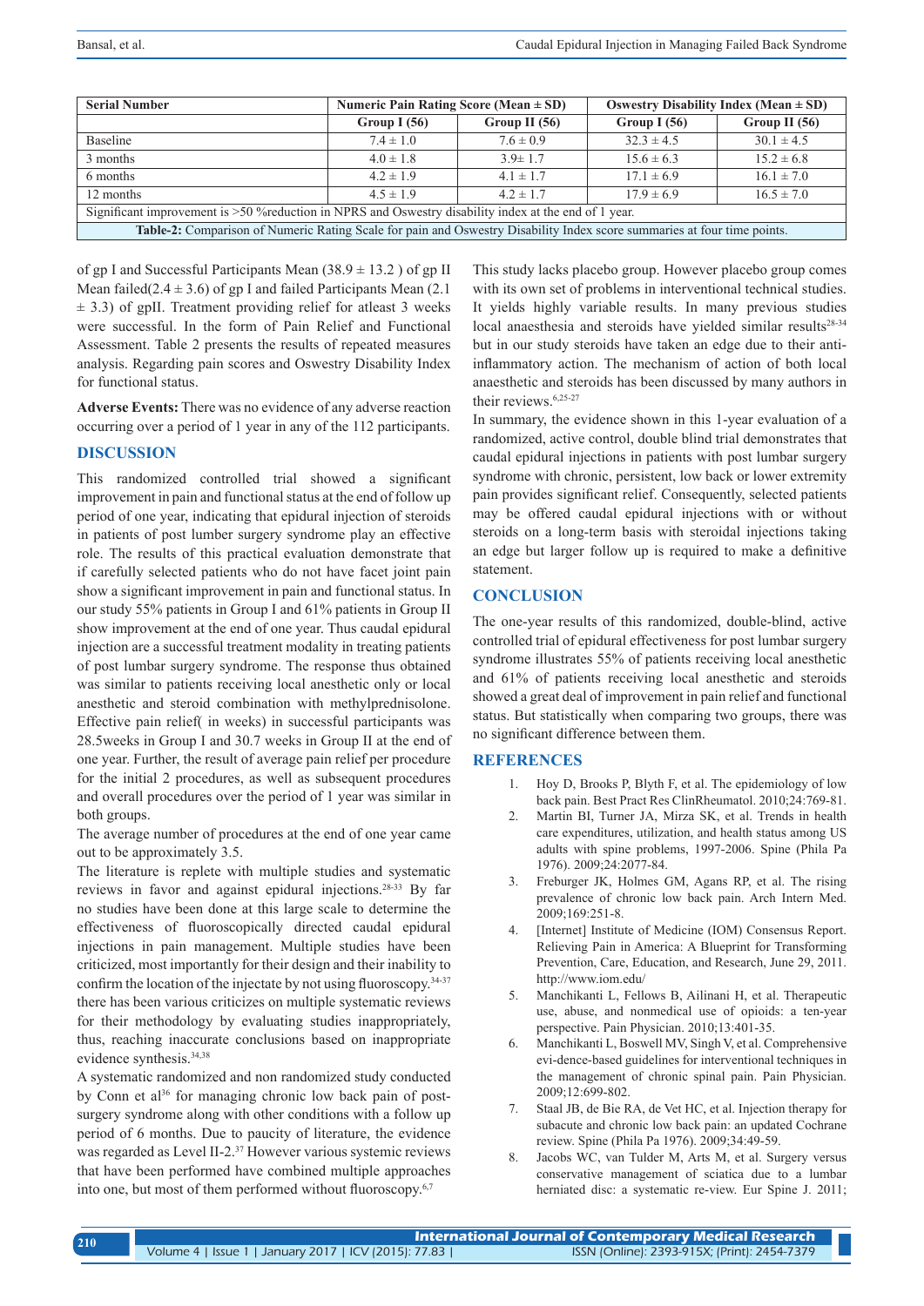| Serial Number | Numeric Pain Rating Score (Mean ± SD) | | Oswestry Disability Index (Mean ± SD) | |
|---|---|---|---|---|
| | Group I (56) | Group II (56) | Group I (56) | Group II (56) |
| Baseline | 7.4 ± 1.0 | 7.6 ± 0.9 | 32.3 ± 4.5 | 30.1 ± 4.5 |
| 3 months | 4.0 ± 1.8 | 3.9± 1.7 | 15.6 ± 6.3 | 15.2 ± 6.8 |
| 6 months | 4.2 ± 1.9 | 4.1 ± 1.7 | 17.1 ± 6.9 | 16.1 ± 7.0 |
| 12 months | 4.5 ± 1.9 | 4.2 ± 1.7 | 17.9 ± 6.9 | 16.5 ± 7.0 |
| Significant improvement is >50 %reduction in NPRS and Oswestry disability index at the end of 1 year. | | | | |

**Table-2:** Comparison of Numeric Rating Scale for pain and Oswestry Disability Index score summaries at four time points.

of gp I and Successful Participants Mean (38.9 ± 13.2 ) of gp II Mean failed(2.4 ± 3.6) of gp I and failed Participants Mean (2.1 ± 3.3) of gpII. Treatment providing relief for atleast 3 weeks were successful. In the form of Pain Relief and Functional Assessment. Table 2 presents the results of repeated measures analysis. Regarding pain scores and Oswestry Disability Index for functional status.

**Adverse Events:** There was no evidence of any adverse reaction occurring over a period of 1 year in any of the 112 participants.

## DISCUSSION

This randomized controlled trial showed a significant improvement in pain and functional status at the end of follow up period of one year, indicating that epidural injection of steroids in patients of post lumber surgery syndrome play an effective role. The results of this practical evaluation demonstrate that if carefully selected patients who do not have facet joint pain show a significant improvement in pain and functional status. In our study 55% patients in Group I and 61% patients in Group II show improvement at the end of one year. Thus caudal epidural injection are a successful treatment modality in treating patients of post lumbar surgery syndrome. The response thus obtained was similar to patients receiving local anesthetic only or local anesthetic and steroid combination with methylprednisolone. Effective pain relief( in weeks) in successful participants was 28.5weeks in Group I and 30.7 weeks in Group II at the end of one year. Further, the result of average pain relief per procedure for the initial 2 procedures, as well as subsequent procedures and overall procedures over the period of 1 year was similar in both groups.

The average number of procedures at the end of one year came out to be approximately 3.5.

The literature is replete with multiple studies and systematic reviews in favor and against epidural injections.[28-33] By far no studies have been done at this large scale to determine the effectiveness of fluoroscopically directed caudal epidural injections in pain management. Multiple studies have been criticized, most importantly for their design and their inability to confirm the location of the injectate by not using fluoroscopy.[34-37] there has been various criticizes on multiple systematic reviews for their methodology by evaluating studies inappropriately, thus, reaching inaccurate conclusions based on inappropriate evidence synthesis.[34,38]

A systematic randomized and non randomized study conducted by Conn et al[36] for managing chronic low back pain of post-surgery syndrome along with other conditions with a follow up period of 6 months. Due to paucity of literature, the evidence was regarded as Level II-2.[37] However various systemic reviews that have been performed have combined multiple approaches into one, but most of them performed without fluoroscopy.[6,7]

This study lacks placebo group. However placebo group comes with its own set of problems in interventional technical studies. It yields highly variable results. In many previous studies local anaesthesia and steroids have yielded similar results[28-34] but in our study steroids have taken an edge due to their anti-inflammatory action. The mechanism of action of both local anaesthetic and steroids has been discussed by many authors in their reviews.[6,25-27]

In summary, the evidence shown in this 1-year evaluation of a randomized, active control, double blind trial demonstrates that caudal epidural injections in patients with post lumbar surgery syndrome with chronic, persistent, low back or lower extremity pain provides significant relief. Consequently, selected patients may be offered caudal epidural injections with or without steroids on a long-term basis with steroidal injections taking an edge but larger follow up is required to make a definitive statement.

## CONCLUSION

The one-year results of this randomized, double-blind, active controlled trial of epidural effectiveness for post lumbar surgery syndrome illustrates 55% of patients receiving local anesthetic and 61% of patients receiving local anesthetic and steroids showed a great deal of improvement in pain relief and functional status. But statistically when comparing two groups, there was no significant difference between them.

## REFERENCES

1. Hoy D, Brooks P, Blyth F, et al. The epidemiology of low back pain. Best Pract Res ClinRheumatol. 2010;24:769-81.
2. Martin BI, Turner JA, Mirza SK, et al. Trends in health care expenditures, utilization, and health status among US adults with spine problems, 1997-2006. Spine (Phila Pa 1976). 2009;24:2077-84.
3. Freburger JK, Holmes GM, Agans RP, et al. The rising prevalence of chronic low back pain. Arch Intern Med. 2009;169:251-8.
4. [Internet] Institute of Medicine (IOM) Consensus Report. Relieving Pain in America: A Blueprint for Transforming Prevention, Care, Education, and Research, June 29, 2011. http://www.iom.edu/
5. Manchikanti L, Fellows B, Ailinani H, et al. Therapeutic use, abuse, and nonmedical use of opioids: a ten-year perspective. Pain Physician. 2010;13:401-35.
6. Manchikanti L, Boswell MV, Singh V, et al. Comprehensive evi-dence-based guidelines for interventional techniques in the management of chronic spinal pain. Pain Physician. 2009;12:699-802.
7. Staal JB, de Bie RA, de Vet HC, et al. Injection therapy for subacute and chronic low back pain: an updated Cochrane review. Spine (Phila Pa 1976). 2009;34:49-59.
8. Jacobs WC, van Tulder M, Arts M, et al. Surgery versus conservative management of sciatica due to a lumbar herniated disc: a systematic re-view. Eur Spine J. 2011;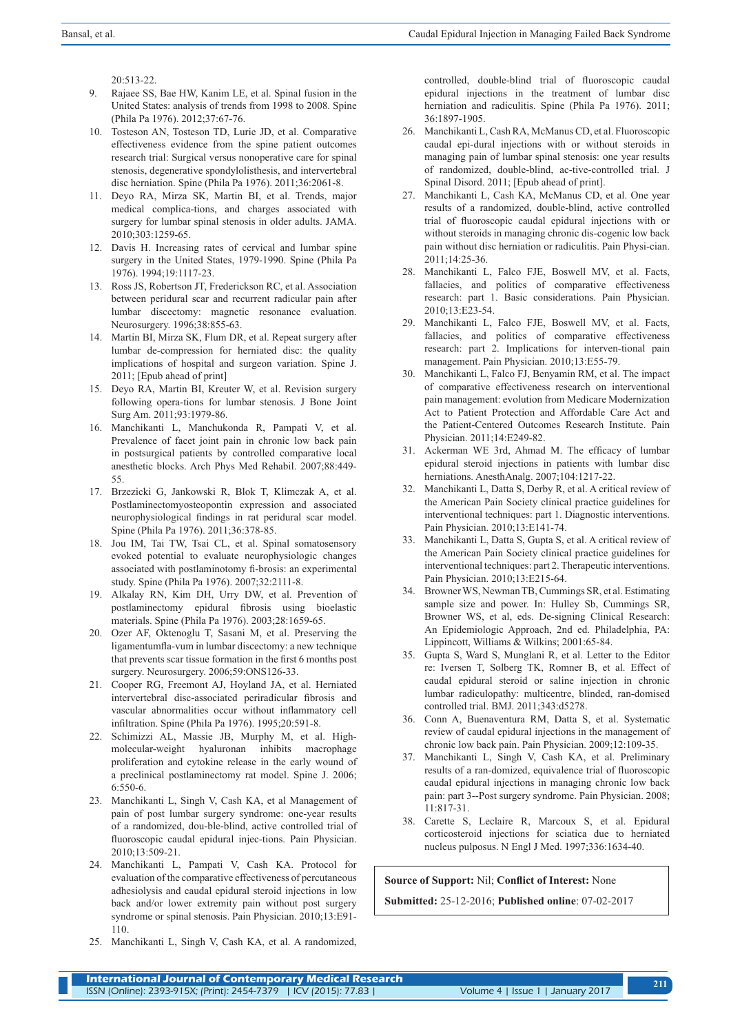20:513-22.

9. Rajaee SS, Bae HW, Kanim LE, et al. Spinal fusion in the United States: analysis of trends from 1998 to 2008. Spine (Phila Pa 1976). 2012;37:67-76.
10. Tosteson AN, Tosteson TD, Lurie JD, et al. Comparative effectiveness evidence from the spine patient outcomes research trial: Surgical versus nonoperative care for spinal stenosis, degenerative spondylolisthesis, and intervertebral disc herniation. Spine (Phila Pa 1976). 2011;36:2061-8.
11. Deyo RA, Mirza SK, Martin BI, et al. Trends, major medical complica-tions, and charges associated with surgery for lumbar spinal stenosis in older adults. JAMA. 2010;303:1259-65.
12. Davis H. Increasing rates of cervical and lumbar spine surgery in the United States, 1979-1990. Spine (Phila Pa 1976). 1994;19:1117-23.
13. Ross JS, Robertson JT, Frederickson RC, et al. Association between peridural scar and recurrent radicular pain after lumbar discectomy: magnetic resonance evaluation. Neurosurgery. 1996;38:855-63.
14. Martin BI, Mirza SK, Flum DR, et al. Repeat surgery after lumbar de-compression for herniated disc: the quality implications of hospital and surgeon variation. Spine J. 2011; [Epub ahead of print]
15. Deyo RA, Martin BI, Kreuter W, et al. Revision surgery following opera-tions for lumbar stenosis. J Bone Joint Surg Am. 2011;93:1979-86.
16. Manchikanti L, Manchukonda R, Pampati V, et al. Prevalence of facet joint pain in chronic low back pain in postsurgical patients by controlled comparative local anesthetic blocks. Arch Phys Med Rehabil. 2007;88:449-55.
17. Brzezicki G, Jankowski R, Blok T, Klimczak A, et al. Postlaminectomyosteopontin expression and associated neurophysiological findings in rat peridural scar model. Spine (Phila Pa 1976). 2011;36:378-85.
18. Jou IM, Tai TW, Tsai CL, et al. Spinal somatosensory evoked potential to evaluate neurophysiologic changes associated with postlaminotomy fi-brosis: an experimental study. Spine (Phila Pa 1976). 2007;32:2111-8.
19. Alkalay RN, Kim DH, Urry DW, et al. Prevention of postlaminectomy epidural fibrosis using bioelastic materials. Spine (Phila Pa 1976). 2003;28:1659-65.
20. Ozer AF, Oktenoglu T, Sasani M, et al. Preserving the ligamentumfla-vum in lumbar discectomy: a new technique that prevents scar tissue formation in the first 6 months post surgery. Neurosurgery. 2006;59:ONS126-33.
21. Cooper RG, Freemont AJ, Hoyland JA, et al. Herniated intervertebral disc-associated periradicular fibrosis and vascular abnormalities occur without inflammatory cell infiltration. Spine (Phila Pa 1976). 1995;20:591-8.
22. Schimizzi AL, Massie JB, Murphy M, et al. High-molecular-weight hyaluronan inhibits macrophage proliferation and cytokine release in the early wound of a preclinical postlaminectomy rat model. Spine J. 2006; 6:550-6.
23. Manchikanti L, Singh V, Cash KA, et al Management of pain of post lumbar surgery syndrome: one-year results of a randomized, dou-ble-blind, active controlled trial of fluoroscopic caudal epidural injec-tions. Pain Physician. 2010;13:509-21.
24. Manchikanti L, Pampati V, Cash KA. Protocol for evaluation of the comparative effectiveness of percutaneous adhesiolysis and caudal epidural steroid injections in low back and/or lower extremity pain without post surgery syndrome or spinal stenosis. Pain Physician. 2010;13:E91-110.
25. Manchikanti L, Singh V, Cash KA, et al. A randomized, controlled, double-blind trial of fluoroscopic caudal epidural injections in the treatment of lumbar disc herniation and radiculitis. Spine (Phila Pa 1976). 2011; 36:1897-1905.
26. Manchikanti L, Cash RA, McManus CD, et al. Fluoroscopic caudal epi-dural injections with or without steroids in managing pain of lumbar spinal stenosis: one year results of randomized, double-blind, ac-tive-controlled trial. J Spinal Disord. 2011; [Epub ahead of print].
27. Manchikanti L, Cash KA, McManus CD, et al. One year results of a randomized, double-blind, active controlled trial of fluoroscopic caudal epidural injections with or without steroids in managing chronic dis-cogenic low back pain without disc herniation or radiculitis. Pain Physi-cian. 2011;14:25-36.
28. Manchikanti L, Falco FJE, Boswell MV, et al. Facts, fallacies, and politics of comparative effectiveness research: part 1. Basic considerations. Pain Physician. 2010;13:E23-54.
29. Manchikanti L, Falco FJE, Boswell MV, et al. Facts, fallacies, and politics of comparative effectiveness research: part 2. Implications for interven-tional pain management. Pain Physician. 2010;13:E55-79.
30. Manchikanti L, Falco FJ, Benyamin RM, et al. The impact of comparative effectiveness research on interventional pain management: evolution from Medicare Modernization Act to Patient Protection and Affordable Care Act and the Patient-Centered Outcomes Research Institute. Pain Physician. 2011;14:E249-82.
31. Ackerman WE 3rd, Ahmad M. The efficacy of lumbar epidural steroid injections in patients with lumbar disc herniations. AnesthAnalg. 2007;104:1217-22.
32. Manchikanti L, Datta S, Derby R, et al. A critical review of the American Pain Society clinical practice guidelines for interventional techniques: part 1. Diagnostic interventions. Pain Physician. 2010;13:E141-74.
33. Manchikanti L, Datta S, Gupta S, et al. A critical review of the American Pain Society clinical practice guidelines for interventional techniques: part 2. Therapeutic interventions. Pain Physician. 2010;13:E215-64.
34. Browner WS, Newman TB, Cummings SR, et al. Estimating sample size and power. In: Hulley Sb, Cummings SR, Browner WS, et al, eds. De-signing Clinical Research: An Epidemiologic Approach, 2nd ed. Philadelphia, PA: Lippincott, Williams & Wilkins; 2001:65-84.
35. Gupta S, Ward S, Munglani R, et al. Letter to the Editor re: Iversen T, Solberg TK, Romner B, et al. Effect of caudal epidural steroid or saline injection in chronic lumbar radiculopathy: multicentre, blinded, ran-domised controlled trial. BMJ. 2011;343:d5278.
36. Conn A, Buenaventura RM, Datta S, et al. Systematic review of caudal epidural injections in the management of chronic low back pain. Pain Physician. 2009;12:109-35.
37. Manchikanti L, Singh V, Cash KA, et al. Preliminary results of a ran-domized, equivalence trial of fluoroscopic caudal epidural injections in managing chronic low back pain: part 3--Post surgery syndrome. Pain Physician. 2008; 11:817-31.
38. Carette S, Leclaire R, Marcoux S, et al. Epidural corticosteroid injections for sciatica due to herniated nucleus pulposus. N Engl J Med. 1997;336:1634-40.

**Source of Support:** Nil; **Conflict of Interest:** None

**Submitted:** 25-12-2016; **Published online**: 07-02-2017